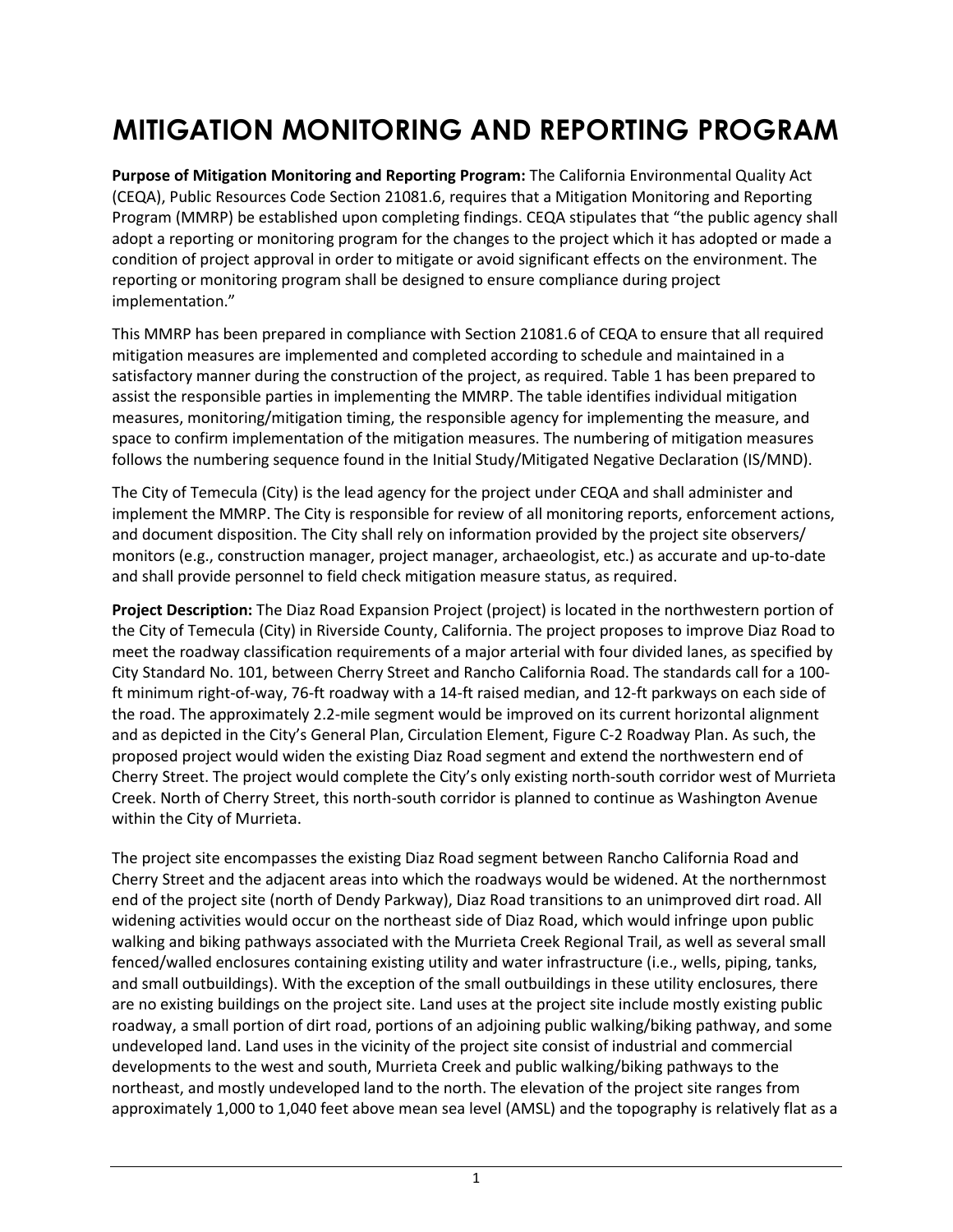# MITIGATION MONITORING AND REPORTING PROGRAM

**Purpose of Mitigation Monitoring and Reporting Program:** The California Environmental Quality Act (CEQA), Public Resources Code Section 21081.6, requires that a Mitigation Monitoring and Reporting Program (MMRP) be established upon completing findings. CEQA stipulates that "the public agency shall adopt a reporting or monitoring program for the changes to the project which it has adopted or made a condition of project approval in order to mitigate or avoid significant effects on the environment. The reporting or monitoring program shall be designed to ensure compliance during project implementation."

This MMRP has been prepared in compliance with Section 21081.6 of CEQA to ensure that all required mitigation measures are implemented and completed according to schedule and maintained in a satisfactory manner during the construction of the project, as required. Table 1 has been prepared to assist the responsible parties in implementing the MMRP. The table identifies individual mitigation measures, monitoring/mitigation timing, the responsible agency for implementing the measure, and space to confirm implementation of the mitigation measures. The numbering of mitigation measures follows the numbering sequence found in the Initial Study/Mitigated Negative Declaration (IS/MND).

The City of Temecula (City) is the lead agency for the project under CEQA and shall administer and implement the MMRP. The City is responsible for review of all monitoring reports, enforcement actions, and document disposition. The City shall rely on information provided by the project site observers/ monitors (e.g., construction manager, project manager, archaeologist, etc.) as accurate and up-to-date and shall provide personnel to field check mitigation measure status, as required.

**Project Description:** The Diaz Road Expansion Project (project) is located in the northwestern portion of the City of Temecula (City) in Riverside County, California. The project proposes to improve Diaz Road to meet the roadway classification requirements of a major arterial with four divided lanes, as specified by City Standard No. 101, between Cherry Street and Rancho California Road. The standards call for a 100-ft minimum right-of-way, 76-ft roadway with a 14-ft raised median, and 12-ft parkways on each side of the road. The approximately 2.2-mile segment would be improved on its current horizontal alignment and as depicted in the City's General Plan, Circulation Element, Figure C-2 Roadway Plan. As such, the proposed project would widen the existing Diaz Road segment and extend the northwestern end of Cherry Street. The project would complete the City's only existing north-south corridor west of Murrieta Creek. North of Cherry Street, this north-south corridor is planned to continue as Washington Avenue within the City of Murrieta.

The project site encompasses the existing Diaz Road segment between Rancho California Road and Cherry Street and the adjacent areas into which the roadways would be widened. At the northernmost end of the project site (north of Dendy Parkway), Diaz Road transitions to an unimproved dirt road. All widening activities would occur on the northeast side of Diaz Road, which would infringe upon public walking and biking pathways associated with the Murrieta Creek Regional Trail, as well as several small fenced/walled enclosures containing existing utility and water infrastructure (i.e., wells, piping, tanks, and small outbuildings). With the exception of the small outbuildings in these utility enclosures, there are no existing buildings on the project site. Land uses at the project site include mostly existing public roadway, a small portion of dirt road, portions of an adjoining public walking/biking pathway, and some undeveloped land. Land uses in the vicinity of the project site consist of industrial and commercial developments to the west and south, Murrieta Creek and public walking/biking pathways to the northeast, and mostly undeveloped land to the north. The elevation of the project site ranges from approximately 1,000 to 1,040 feet above mean sea level (AMSL) and the topography is relatively flat as a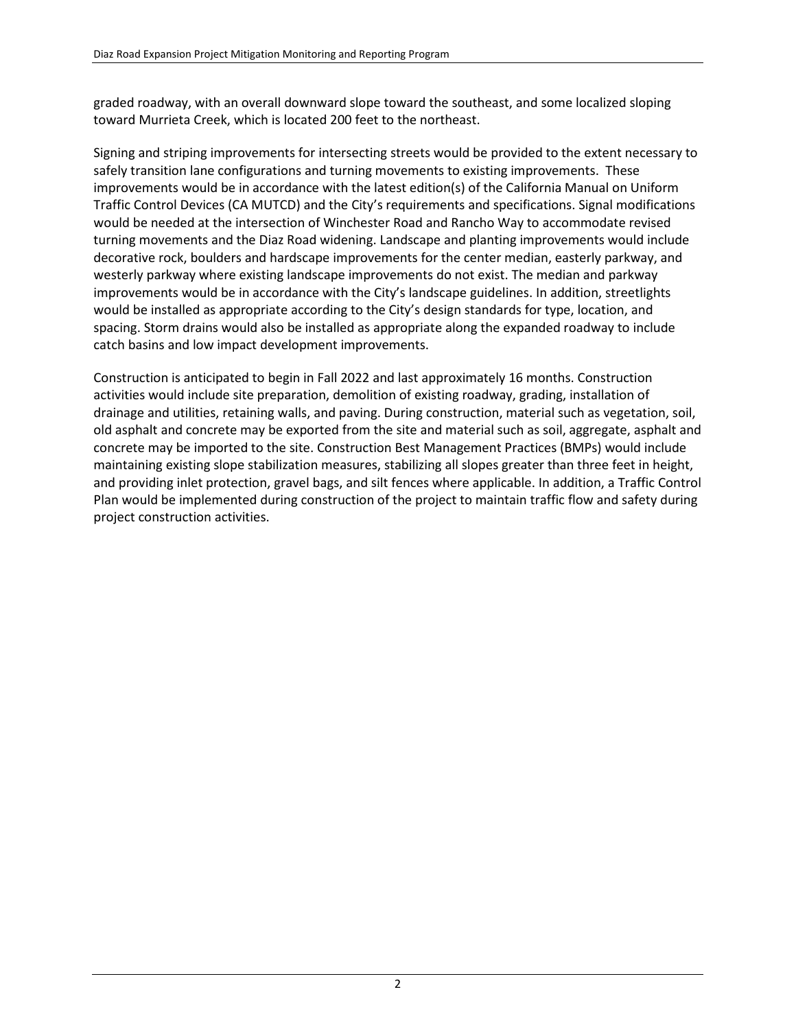graded roadway, with an overall downward slope toward the southeast, and some localized sloping toward Murrieta Creek, which is located 200 feet to the northeast.

Signing and striping improvements for intersecting streets would be provided to the extent necessary to safely transition lane configurations and turning movements to existing improvements. These improvements would be in accordance with the latest edition(s) of the California Manual on Uniform Traffic Control Devices (CA MUTCD) and the City's requirements and specifications. Signal modifications would be needed at the intersection of Winchester Road and Rancho Way to accommodate revised turning movements and the Diaz Road widening. Landscape and planting improvements would include decorative rock, boulders and hardscape improvements for the center median, easterly parkway, and westerly parkway where existing landscape improvements do not exist. The median and parkway improvements would be in accordance with the City's landscape guidelines. In addition, streetlights would be installed as appropriate according to the City's design standards for type, location, and spacing. Storm drains would also be installed as appropriate along the expanded roadway to include catch basins and low impact development improvements.

Construction is anticipated to begin in Fall 2022 and last approximately 16 months. Construction activities would include site preparation, demolition of existing roadway, grading, installation of drainage and utilities, retaining walls, and paving. During construction, material such as vegetation, soil, old asphalt and concrete may be exported from the site and material such as soil, aggregate, asphalt and concrete may be imported to the site. Construction Best Management Practices (BMPs) would include maintaining existing slope stabilization measures, stabilizing all slopes greater than three feet in height, and providing inlet protection, gravel bags, and silt fences where applicable. In addition, a Traffic Control Plan would be implemented during construction of the project to maintain traffic flow and safety during project construction activities.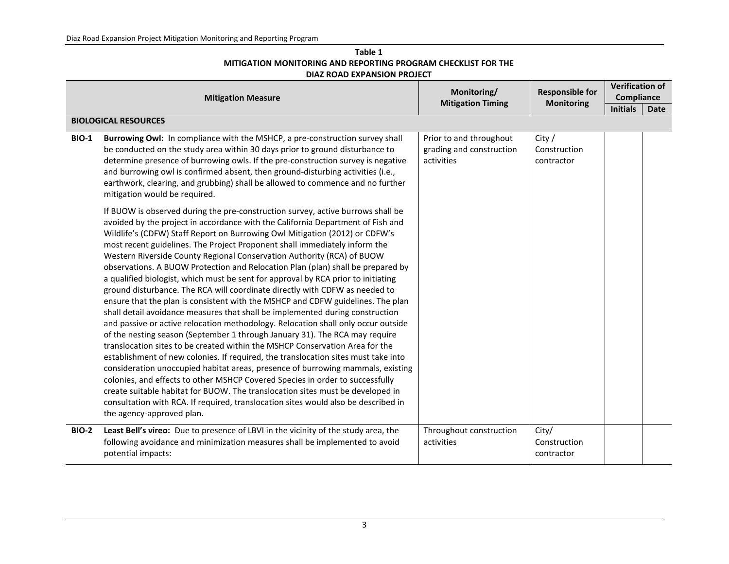**Table 1**
**MITIGATION MONITORING AND REPORTING PROGRAM CHECKLIST FOR THE DIAZ ROAD EXPANSION PROJECT**

| Mitigation Measure | | Monitoring/ Mitigation Timing | Responsible for Monitoring | Verification of Compliance | |
|---|---|---|---|---|---|
| | | | | Initials | Date |
| **BIOLOGICAL RESOURCES** | | | | | |
| **BIO-1** | **Burrowing Owl:** In compliance with the MSHCP, a pre-construction survey shall be conducted on the study area within 30 days prior to ground disturbance to determine presence of burrowing owls. If the pre-construction survey is negative and burrowing owl is confirmed absent, then ground-disturbing activities (i.e., earthwork, clearing, and grubbing) shall be allowed to commence and no further mitigation would be required.<br><br>If BUOW is observed during the pre-construction survey, active burrows shall be avoided by the project in accordance with the California Department of Fish and Wildlife's (CDFW) Staff Report on Burrowing Owl Mitigation (2012) or CDFW's most recent guidelines. The Project Proponent shall immediately inform the Western Riverside County Regional Conservation Authority (RCA) of BUOW observations. A BUOW Protection and Relocation Plan (plan) shall be prepared by a qualified biologist, which must be sent for approval by RCA prior to initiating ground disturbance. The RCA will coordinate directly with CDFW as needed to ensure that the plan is consistent with the MSHCP and CDFW guidelines. The plan shall detail avoidance measures that shall be implemented during construction and passive or active relocation methodology. Relocation shall only occur outside of the nesting season (September 1 through January 31). The RCA may require translocation sites to be created within the MSHCP Conservation Area for the establishment of new colonies. If required, the translocation sites must take into consideration unoccupied habitat areas, presence of burrowing mammals, existing colonies, and effects to other MSHCP Covered Species in order to successfully create suitable habitat for BUOW. The translocation sites must be developed in consultation with RCA. If required, translocation sites would also be described in the agency-approved plan. | Prior to and throughout grading and construction activities | City / Construction contractor | | |
| **BIO-2** | **Least Bell's vireo:** Due to presence of LBVI in the vicinity of the study area, the following avoidance and minimization measures shall be implemented to avoid potential impacts: | Throughout construction activities | City/ Construction contractor | | |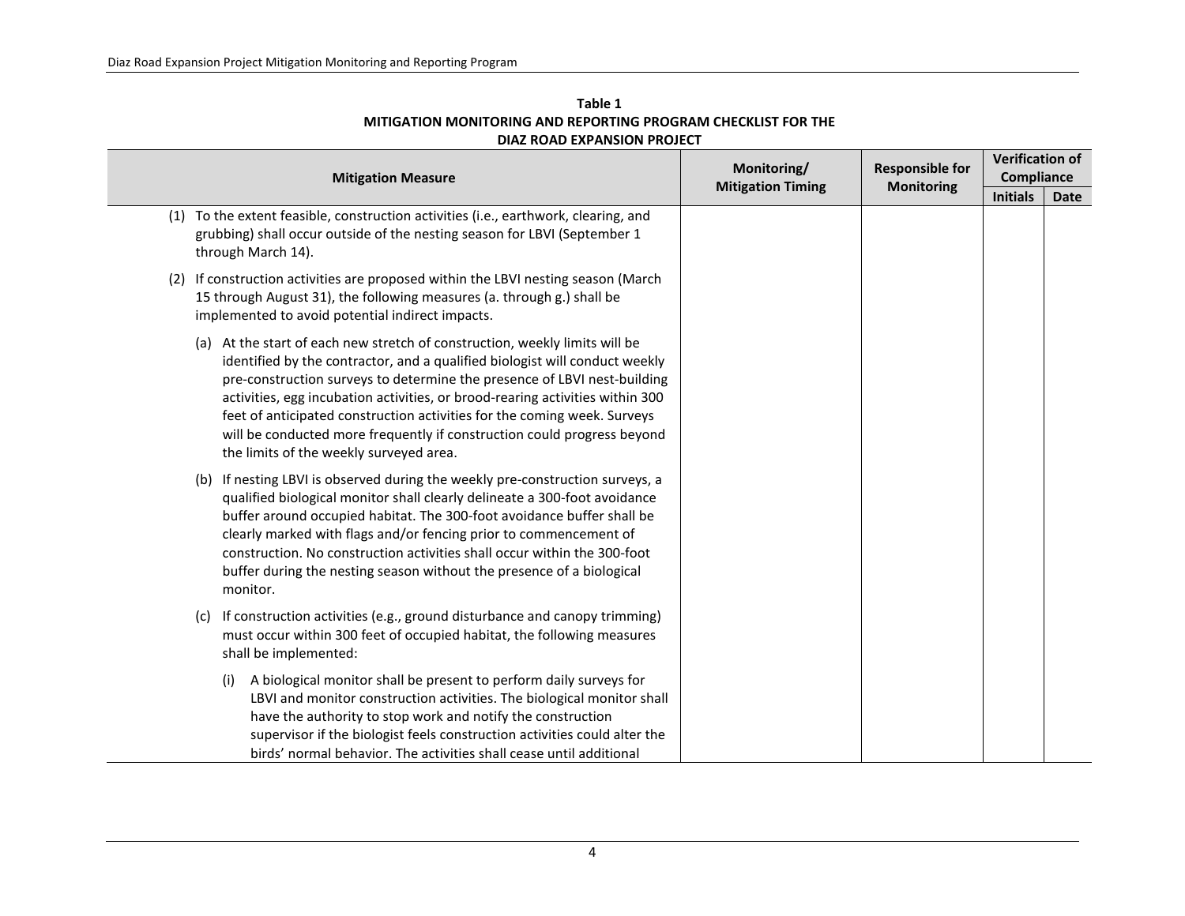**Table 1**
**MITIGATION MONITORING AND REPORTING PROGRAM CHECKLIST FOR THE DIAZ ROAD EXPANSION PROJECT**

| Mitigation Measure | Monitoring/ Mitigation Timing | Responsible for Monitoring | Verification of Compliance | |
|---|---|---|---|---|
| | | | Initials | Date |
| (1) To the extent feasible, construction activities (i.e., earthwork, clearing, and grubbing) shall occur outside of the nesting season for LBVI (September 1 through March 14).<br><br>(2) If construction activities are proposed within the LBVI nesting season (March 15 through August 31), the following measures (a. through g.) shall be implemented to avoid potential indirect impacts.<br><br>(a) At the start of each new stretch of construction, weekly limits will be identified by the contractor, and a qualified biologist will conduct weekly pre-construction surveys to determine the presence of LBVI nest-building activities, egg incubation activities, or brood-rearing activities within 300 feet of anticipated construction activities for the coming week. Surveys will be conducted more frequently if construction could progress beyond the limits of the weekly surveyed area.<br><br>(b) If nesting LBVI is observed during the weekly pre-construction surveys, a qualified biological monitor shall clearly delineate a 300-foot avoidance buffer around occupied habitat. The 300-foot avoidance buffer shall be clearly marked with flags and/or fencing prior to commencement of construction. No construction activities shall occur within the 300-foot buffer during the nesting season without the presence of a biological monitor.<br><br>(c) If construction activities (e.g., ground disturbance and canopy trimming) must occur within 300 feet of occupied habitat, the following measures shall be implemented:<br><br>(i) A biological monitor shall be present to perform daily surveys for LBVI and monitor construction activities. The biological monitor shall have the authority to stop work and notify the construction supervisor if the biologist feels construction activities could alter the birds' normal behavior. The activities shall cease until additional | | | | |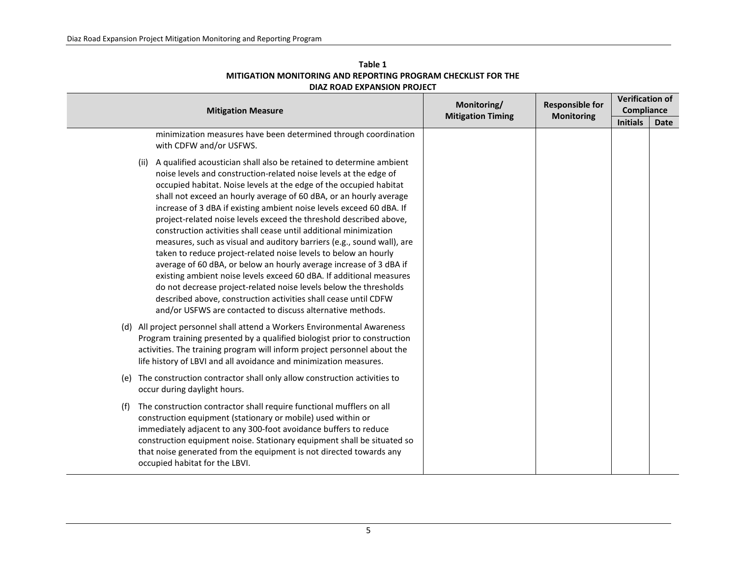**Table 1**
**MITIGATION MONITORING AND REPORTING PROGRAM CHECKLIST FOR THE DIAZ ROAD EXPANSION PROJECT**

| Mitigation Measure | Monitoring/ Mitigation Timing | Responsible for Monitoring | Verification of Compliance | |
|---|---|---|---|---|
| | | | Initials | Date |
| minimization measures have been determined through coordination with CDFW and/or USFWS.<br><br>(ii) A qualified acoustician shall also be retained to determine ambient noise levels and construction-related noise levels at the edge of occupied habitat. Noise levels at the edge of the occupied habitat shall not exceed an hourly average of 60 dBA, or an hourly average increase of 3 dBA if existing ambient noise levels exceed 60 dBA. If project-related noise levels exceed the threshold described above, construction activities shall cease until additional minimization measures, such as visual and auditory barriers (e.g., sound wall), are taken to reduce project-related noise levels to below an hourly average of 60 dBA, or below an hourly average increase of 3 dBA if existing ambient noise levels exceed 60 dBA. If additional measures do not decrease project-related noise levels below the thresholds described above, construction activities shall cease until CDFW and/or USFWS are contacted to discuss alternative methods.<br><br>(d) All project personnel shall attend a Workers Environmental Awareness Program training presented by a qualified biologist prior to construction activities. The training program will inform project personnel about the life history of LBVI and all avoidance and minimization measures.<br><br>(e) The construction contractor shall only allow construction activities to occur during daylight hours.<br><br>(f) The construction contractor shall require functional mufflers on all construction equipment (stationary or mobile) used within or immediately adjacent to any 300-foot avoidance buffers to reduce construction equipment noise. Stationary equipment shall be situated so that noise generated from the equipment is not directed towards any occupied habitat for the LBVI. | | | | |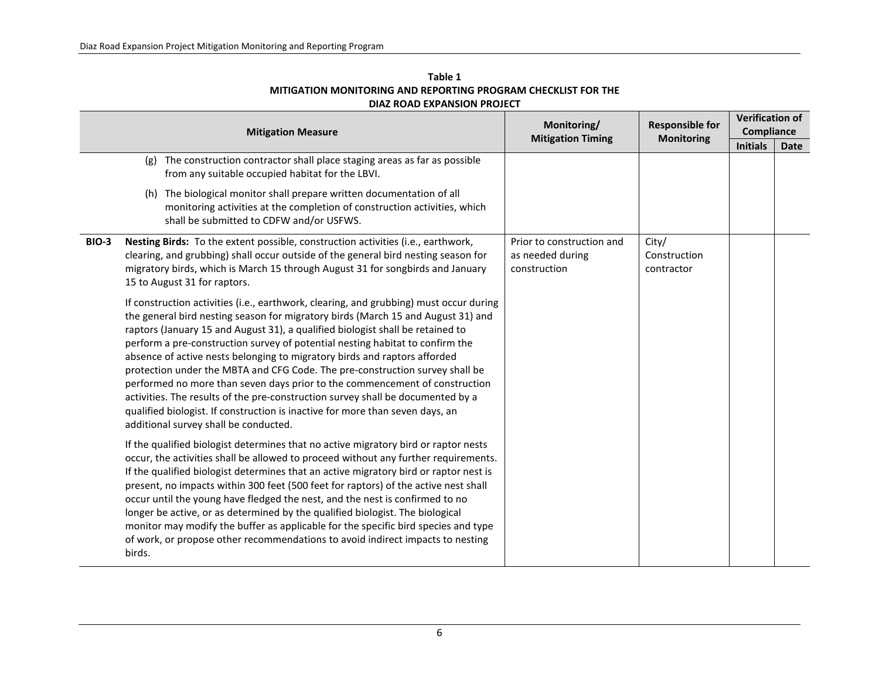**Table 1**
**MITIGATION MONITORING AND REPORTING PROGRAM CHECKLIST FOR THE DIAZ ROAD EXPANSION PROJECT**

| | Mitigation Measure | Monitoring/ Mitigation Timing | Responsible for Monitoring | Verification of Compliance | |
|---|---|---|---|---|---|
| | | | | Initials | Date |
| | (g) The construction contractor shall place staging areas as far as possible from any suitable occupied habitat for the LBVI.<br><br>(h) The biological monitor shall prepare written documentation of all monitoring activities at the completion of construction activities, which shall be submitted to CDFW and/or USFWS. | | | | |
| **BIO-3** | **Nesting Birds:** To the extent possible, construction activities (i.e., earthwork, clearing, and grubbing) shall occur outside of the general bird nesting season for migratory birds, which is March 15 through August 31 for songbirds and January 15 to August 31 for raptors.<br><br>If construction activities (i.e., earthwork, clearing, and grubbing) must occur during the general bird nesting season for migratory birds (March 15 and August 31) and raptors (January 15 and August 31), a qualified biologist shall be retained to perform a pre-construction survey of potential nesting habitat to confirm the absence of active nests belonging to migratory birds and raptors afforded protection under the MBTA and CFG Code. The pre-construction survey shall be performed no more than seven days prior to the commencement of construction activities. The results of the pre-construction survey shall be documented by a qualified biologist. If construction is inactive for more than seven days, an additional survey shall be conducted.<br><br>If the qualified biologist determines that no active migratory bird or raptor nests occur, the activities shall be allowed to proceed without any further requirements. If the qualified biologist determines that an active migratory bird or raptor nest is present, no impacts within 300 feet (500 feet for raptors) of the active nest shall occur until the young have fledged the nest, and the nest is confirmed to no longer be active, or as determined by the qualified biologist. The biological monitor may modify the buffer as applicable for the specific bird species and type of work, or propose other recommendations to avoid indirect impacts to nesting birds. | Prior to construction and as needed during construction | City/ Construction contractor | | |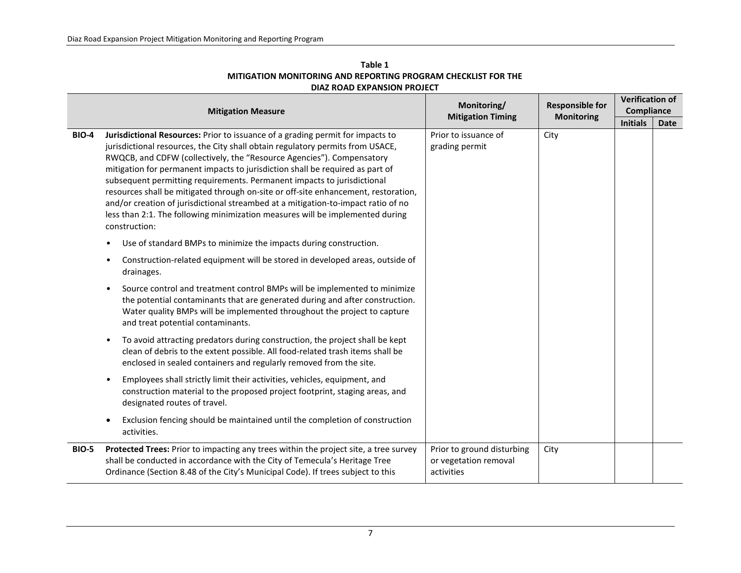**Table 1**
**MITIGATION MONITORING AND REPORTING PROGRAM CHECKLIST FOR THE DIAZ ROAD EXPANSION PROJECT**

| | Mitigation Measure | Monitoring/ Mitigation Timing | Responsible for Monitoring | Verification of Compliance | |
|---|---|---|---|---|---|
| | | | | Initials | Date |
| **BIO-4** | **Jurisdictional Resources:** Prior to issuance of a grading permit for impacts to jurisdictional resources, the City shall obtain regulatory permits from USACE, RWQCB, and CDFW (collectively, the "Resource Agencies"). Compensatory mitigation for permanent impacts to jurisdiction shall be required as part of subsequent permitting requirements. Permanent impacts to jurisdictional resources shall be mitigated through on-site or off-site enhancement, restoration, and/or creation of jurisdictional streambed at a mitigation-to-impact ratio of no less than 2:1. The following minimization measures will be implemented during construction:<br><br>• Use of standard BMPs to minimize the impacts during construction.<br><br>• Construction-related equipment will be stored in developed areas, outside of drainages.<br><br>• Source control and treatment control BMPs will be implemented to minimize the potential contaminants that are generated during and after construction. Water quality BMPs will be implemented throughout the project to capture and treat potential contaminants.<br><br>• To avoid attracting predators during construction, the project shall be kept clean of debris to the extent possible. All food-related trash items shall be enclosed in sealed containers and regularly removed from the site.<br><br>• Employees shall strictly limit their activities, vehicles, equipment, and construction material to the proposed project footprint, staging areas, and designated routes of travel.<br><br>• Exclusion fencing should be maintained until the completion of construction activities. | Prior to issuance of grading permit | City | | |
| **BIO-5** | **Protected Trees:** Prior to impacting any trees within the project site, a tree survey shall be conducted in accordance with the City of Temecula's Heritage Tree Ordinance (Section 8.48 of the City's Municipal Code). If trees subject to this | Prior to ground disturbing or vegetation removal activities | City | | |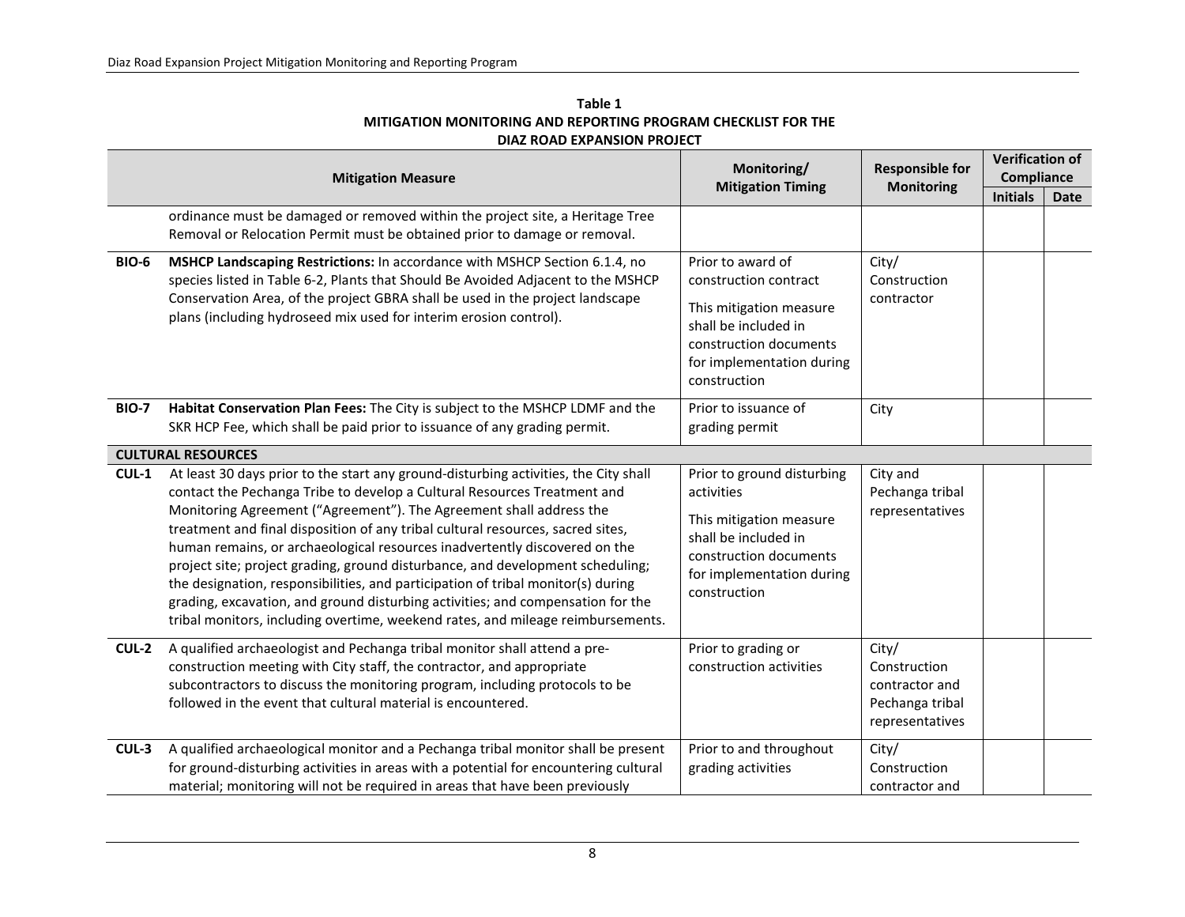**Table 1**
**MITIGATION MONITORING AND REPORTING PROGRAM CHECKLIST FOR THE DIAZ ROAD EXPANSION PROJECT**

| Mitigation Measure | | Monitoring/ Mitigation Timing | Responsible for Monitoring | Verification of Compliance | |
|---|---|---|---|---|---|
| | | | | Initials | Date |
| | ordinance must be damaged or removed within the project site, a Heritage Tree Removal or Relocation Permit must be obtained prior to damage or removal. | | | | |
| **BIO-6** | **MSHCP Landscaping Restrictions:** In accordance with MSHCP Section 6.1.4, no species listed in Table 6-2, Plants that Should Be Avoided Adjacent to the MSHCP Conservation Area, of the project GBRA shall be used in the project landscape plans (including hydroseed mix used for interim erosion control). | Prior to award of construction contract<br><br>This mitigation measure shall be included in construction documents for implementation during construction | City/ Construction contractor | | |
| **BIO-7** | **Habitat Conservation Plan Fees:** The City is subject to the MSHCP LDMF and the SKR HCP Fee, which shall be paid prior to issuance of any grading permit. | Prior to issuance of grading permit | City | | |
| **CULTURAL RESOURCES** | | | | | |
| **CUL-1** | At least 30 days prior to the start any ground-disturbing activities, the City shall contact the Pechanga Tribe to develop a Cultural Resources Treatment and Monitoring Agreement ("Agreement"). The Agreement shall address the treatment and final disposition of any tribal cultural resources, sacred sites, human remains, or archaeological resources inadvertently discovered on the project site; project grading, ground disturbance, and development scheduling; the designation, responsibilities, and participation of tribal monitor(s) during grading, excavation, and ground disturbing activities; and compensation for the tribal monitors, including overtime, weekend rates, and mileage reimbursements. | Prior to ground disturbing activities<br><br>This mitigation measure shall be included in construction documents for implementation during construction | City and Pechanga tribal representatives | | |
| **CUL-2** | A qualified archaeologist and Pechanga tribal monitor shall attend a pre-construction meeting with City staff, the contractor, and appropriate subcontractors to discuss the monitoring program, including protocols to be followed in the event that cultural material is encountered. | Prior to grading or construction activities | City/ Construction contractor and Pechanga tribal representatives | | |
| **CUL-3** | A qualified archaeological monitor and a Pechanga tribal monitor shall be present for ground-disturbing activities in areas with a potential for encountering cultural material; monitoring will not be required in areas that have been previously | Prior to and throughout grading activities | City/ Construction contractor and | | |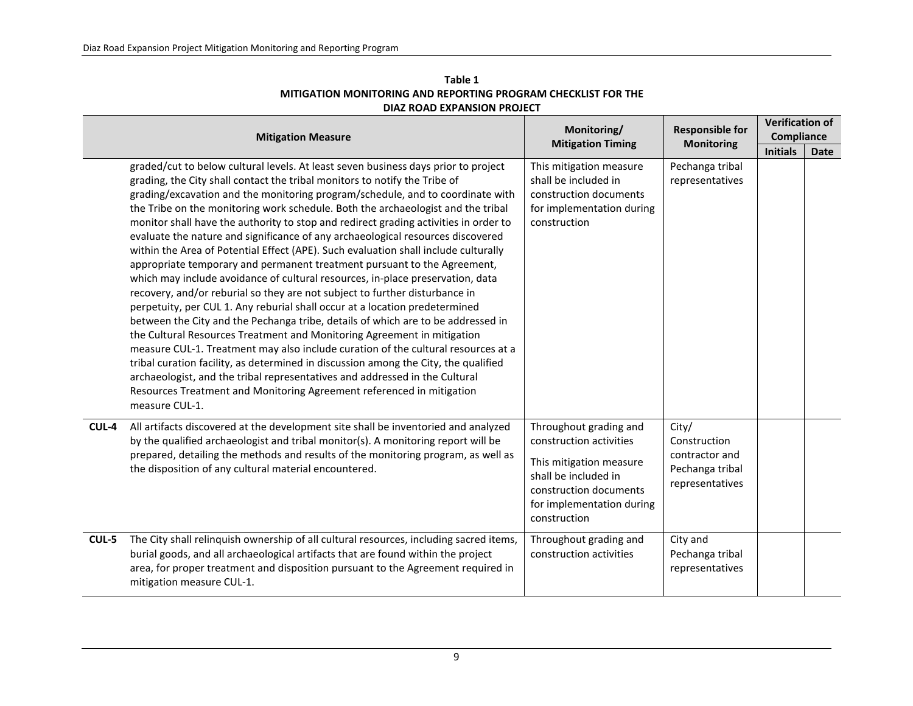**Table 1**
**MITIGATION MONITORING AND REPORTING PROGRAM CHECKLIST FOR THE DIAZ ROAD EXPANSION PROJECT**

| | Mitigation Measure | Monitoring/ Mitigation Timing | Responsible for Monitoring | Verification of Compliance | |
|---|---|---|---|---|---|
| | | | | Initials | Date |
| | graded/cut to below cultural levels. At least seven business days prior to project grading, the City shall contact the tribal monitors to notify the Tribe of grading/excavation and the monitoring program/schedule, and to coordinate with the Tribe on the monitoring work schedule. Both the archaeologist and the tribal monitor shall have the authority to stop and redirect grading activities in order to evaluate the nature and significance of any archaeological resources discovered within the Area of Potential Effect (APE). Such evaluation shall include culturally appropriate temporary and permanent treatment pursuant to the Agreement, which may include avoidance of cultural resources, in-place preservation, data recovery, and/or reburial so they are not subject to further disturbance in perpetuity, per CUL 1. Any reburial shall occur at a location predetermined between the City and the Pechanga tribe, details of which are to be addressed in the Cultural Resources Treatment and Monitoring Agreement in mitigation measure CUL-1. Treatment may also include curation of the cultural resources at a tribal curation facility, as determined in discussion among the City, the qualified archaeologist, and the tribal representatives and addressed in the Cultural Resources Treatment and Monitoring Agreement referenced in mitigation measure CUL-1. | This mitigation measure shall be included in construction documents for implementation during construction | Pechanga tribal representatives | | |
| **CUL-4** | All artifacts discovered at the development site shall be inventoried and analyzed by the qualified archaeologist and tribal monitor(s). A monitoring report will be prepared, detailing the methods and results of the monitoring program, as well as the disposition of any cultural material encountered. | Throughout grading and construction activities<br><br>This mitigation measure shall be included in construction documents for implementation during construction | City/ Construction contractor and Pechanga tribal representatives | | |
| **CUL-5** | The City shall relinquish ownership of all cultural resources, including sacred items, burial goods, and all archaeological artifacts that are found within the project area, for proper treatment and disposition pursuant to the Agreement required in mitigation measure CUL-1. | Throughout grading and construction activities | City and Pechanga tribal representatives | | |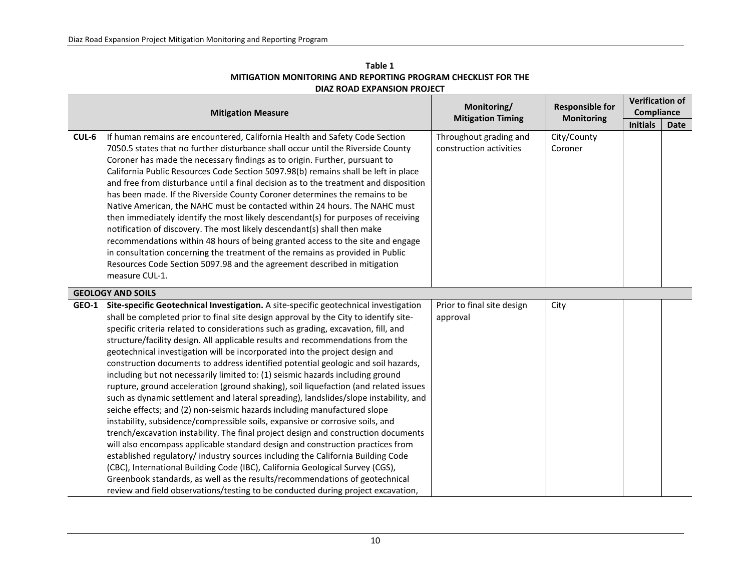**Table 1**
**MITIGATION MONITORING AND REPORTING PROGRAM CHECKLIST FOR THE DIAZ ROAD EXPANSION PROJECT**

| Mitigation Measure | | Monitoring/ Mitigation Timing | Responsible for Monitoring | Verification of Compliance | |
|---|---|---|---|---|---|
| | | | | **Initials** | **Date** |
| **CUL-6** | If human remains are encountered, California Health and Safety Code Section 7050.5 states that no further disturbance shall occur until the Riverside County Coroner has made the necessary findings as to origin. Further, pursuant to California Public Resources Code Section 5097.98(b) remains shall be left in place and free from disturbance until a final decision as to the treatment and disposition has been made. If the Riverside County Coroner determines the remains to be Native American, the NAHC must be contacted within 24 hours. The NAHC must then immediately identify the most likely descendant(s) for purposes of receiving notification of discovery. The most likely descendant(s) shall then make recommendations within 48 hours of being granted access to the site and engage in consultation concerning the treatment of the remains as provided in Public Resources Code Section 5097.98 and the agreement described in mitigation measure CUL-1. | Throughout grading and construction activities | City/County Coroner | | |
| **GEOLOGY AND SOILS** | | | | | |
| **GEO-1** | **Site-specific Geotechnical Investigation.** A site-specific geotechnical investigation shall be completed prior to final site design approval by the City to identify site-specific criteria related to considerations such as grading, excavation, fill, and structure/facility design. All applicable results and recommendations from the geotechnical investigation will be incorporated into the project design and construction documents to address identified potential geologic and soil hazards, including but not necessarily limited to: (1) seismic hazards including ground rupture, ground acceleration (ground shaking), soil liquefaction (and related issues such as dynamic settlement and lateral spreading), landslides/slope instability, and seiche effects; and (2) non-seismic hazards including manufactured slope instability, subsidence/compressible soils, expansive or corrosive soils, and trench/excavation instability. The final project design and construction documents will also encompass applicable standard design and construction practices from established regulatory/ industry sources including the California Building Code (CBC), International Building Code (IBC), California Geological Survey (CGS), Greenbook standards, as well as the results/recommendations of geotechnical review and field observations/testing to be conducted during project excavation, | Prior to final site design approval | City | | |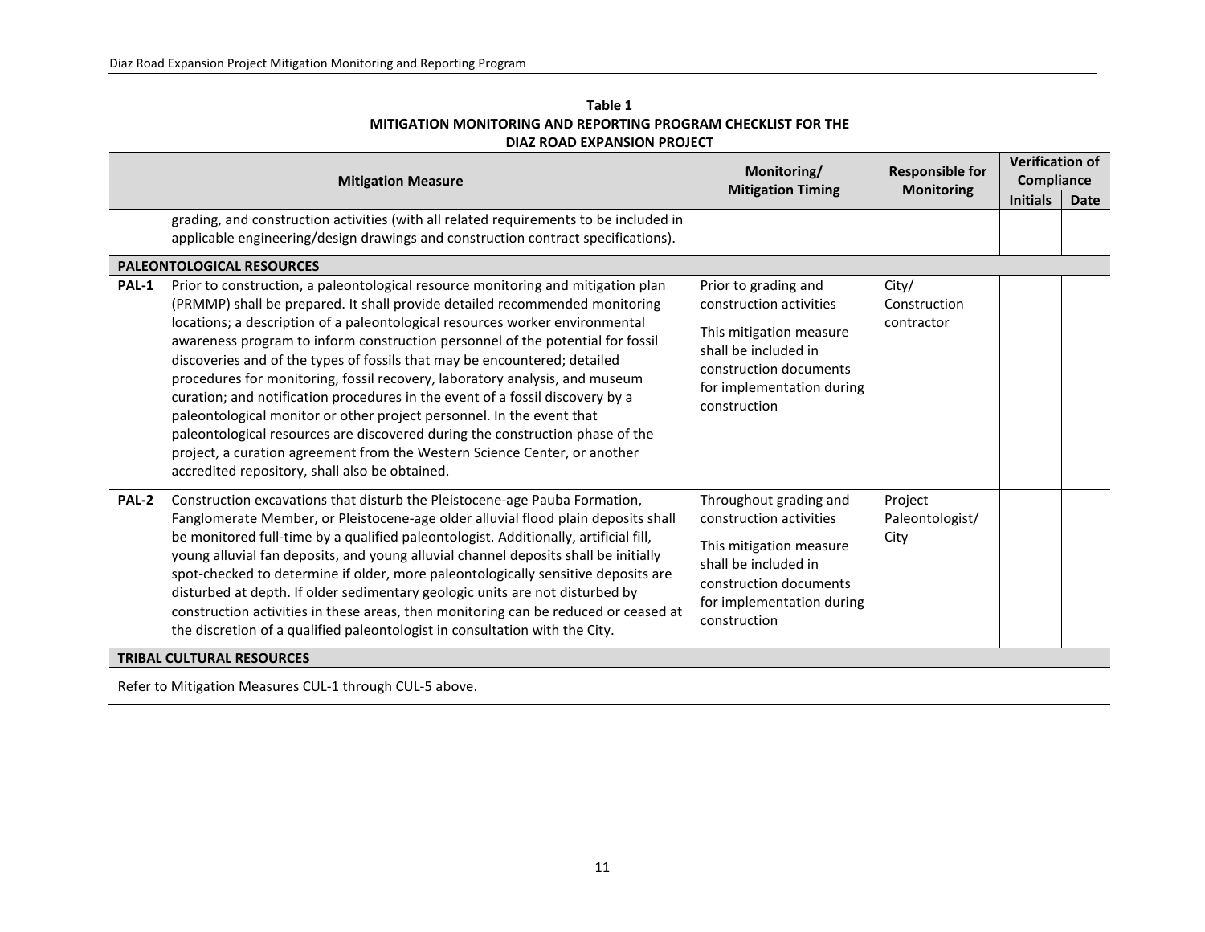**Table 1**
**MITIGATION MONITORING AND REPORTING PROGRAM CHECKLIST FOR THE DIAZ ROAD EXPANSION PROJECT**

| Mitigation Measure | | Monitoring/ Mitigation Timing | Responsible for Monitoring | Verification of Compliance | |
|---|---|---|---|---|---|
| | | | | Initials | Date |
| | grading, and construction activities (with all related requirements to be included in applicable engineering/design drawings and construction contract specifications). | | | | |
| **PALEONTOLOGICAL RESOURCES** | | | | | |
| **PAL-1** | Prior to construction, a paleontological resource monitoring and mitigation plan (PRMMP) shall be prepared. It shall provide detailed recommended monitoring locations; a description of a paleontological resources worker environmental awareness program to inform construction personnel of the potential for fossil discoveries and of the types of fossils that may be encountered; detailed procedures for monitoring, fossil recovery, laboratory analysis, and museum curation; and notification procedures in the event of a fossil discovery by a paleontological monitor or other project personnel. In the event that paleontological resources are discovered during the construction phase of the project, a curation agreement from the Western Science Center, or another accredited repository, shall also be obtained. | Prior to grading and construction activities<br><br>This mitigation measure shall be included in construction documents for implementation during construction | City/ Construction contractor | | |
| **PAL-2** | Construction excavations that disturb the Pleistocene-age Pauba Formation, Fanglomerate Member, or Pleistocene-age older alluvial flood plain deposits shall be monitored full-time by a qualified paleontologist. Additionally, artificial fill, young alluvial fan deposits, and young alluvial channel deposits shall be initially spot-checked to determine if older, more paleontologically sensitive deposits are disturbed at depth. If older sedimentary geologic units are not disturbed by construction activities in these areas, then monitoring can be reduced or ceased at the discretion of a qualified paleontologist in consultation with the City. | Throughout grading and construction activities<br><br>This mitigation measure shall be included in construction documents for implementation during construction | Project Paleontologist/ City | | |
| **TRIBAL CULTURAL RESOURCES** | | | | | |
| Refer to Mitigation Measures CUL-1 through CUL-5 above. | | | | | |